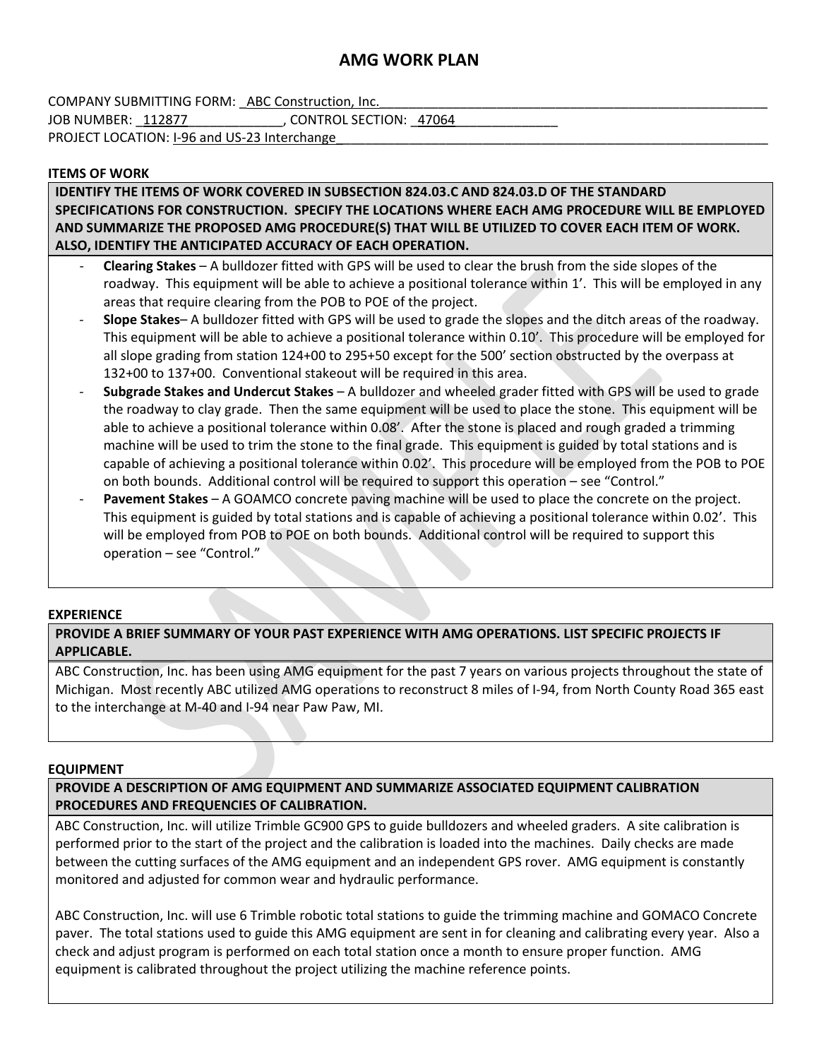# AMG WORK PLAN

COMPANY SUBMITTING FORM: ABC Construction, Inc.
JOB NUMBER: 112877, CONTROL SECTION: 47064
PROJECT LOCATION: I-96 and US-23 Interchange

## ITEMS OF WORK

**IDENTIFY THE ITEMS OF WORK COVERED IN SUBSECTION 824.03.C AND 824.03.D OF THE STANDARD SPECIFICATIONS FOR CONSTRUCTION. SPECIFY THE LOCATIONS WHERE EACH AMG PROCEDURE WILL BE EMPLOYED AND SUMMARIZE THE PROPOSED AMG PROCEDURE(S) THAT WILL BE UTILIZED TO COVER EACH ITEM OF WORK. ALSO, IDENTIFY THE ANTICIPATED ACCURACY OF EACH OPERATION.**

- **Clearing Stakes** – A bulldozer fitted with GPS will be used to clear the brush from the side slopes of the roadway. This equipment will be able to achieve a positional tolerance within 1'. This will be employed in any areas that require clearing from the POB to POE of the project.
- **Slope Stakes**– A bulldozer fitted with GPS will be used to grade the slopes and the ditch areas of the roadway. This equipment will be able to achieve a positional tolerance within 0.10'. This procedure will be employed for all slope grading from station 124+00 to 295+50 except for the 500' section obstructed by the overpass at 132+00 to 137+00. Conventional stakeout will be required in this area.
- **Subgrade Stakes and Undercut Stakes** – A bulldozer and wheeled grader fitted with GPS will be used to grade the roadway to clay grade. Then the same equipment will be used to place the stone. This equipment will be able to achieve a positional tolerance within 0.08'. After the stone is placed and rough graded a trimming machine will be used to trim the stone to the final grade. This equipment is guided by total stations and is capable of achieving a positional tolerance within 0.02'. This procedure will be employed from the POB to POE on both bounds. Additional control will be required to support this operation – see "Control."
- **Pavement Stakes** – A GOAMCO concrete paving machine will be used to place the concrete on the project. This equipment is guided by total stations and is capable of achieving a positional tolerance within 0.02'. This will be employed from POB to POE on both bounds. Additional control will be required to support this operation – see "Control."

## EXPERIENCE

**PROVIDE A BRIEF SUMMARY OF YOUR PAST EXPERIENCE WITH AMG OPERATIONS. LIST SPECIFIC PROJECTS IF APPLICABLE.**

ABC Construction, Inc. has been using AMG equipment for the past 7 years on various projects throughout the state of Michigan. Most recently ABC utilized AMG operations to reconstruct 8 miles of I-94, from North County Road 365 east to the interchange at M-40 and I-94 near Paw Paw, MI.

## EQUIPMENT

**PROVIDE A DESCRIPTION OF AMG EQUIPMENT AND SUMMARIZE ASSOCIATED EQUIPMENT CALIBRATION PROCEDURES AND FREQUENCIES OF CALIBRATION.**

ABC Construction, Inc. will utilize Trimble GC900 GPS to guide bulldozers and wheeled graders. A site calibration is performed prior to the start of the project and the calibration is loaded into the machines. Daily checks are made between the cutting surfaces of the AMG equipment and an independent GPS rover. AMG equipment is constantly monitored and adjusted for common wear and hydraulic performance.

ABC Construction, Inc. will use 6 Trimble robotic total stations to guide the trimming machine and GOMACO Concrete paver. The total stations used to guide this AMG equipment are sent in for cleaning and calibrating every year. Also a check and adjust program is performed on each total station once a month to ensure proper function. AMG equipment is calibrated throughout the project utilizing the machine reference points.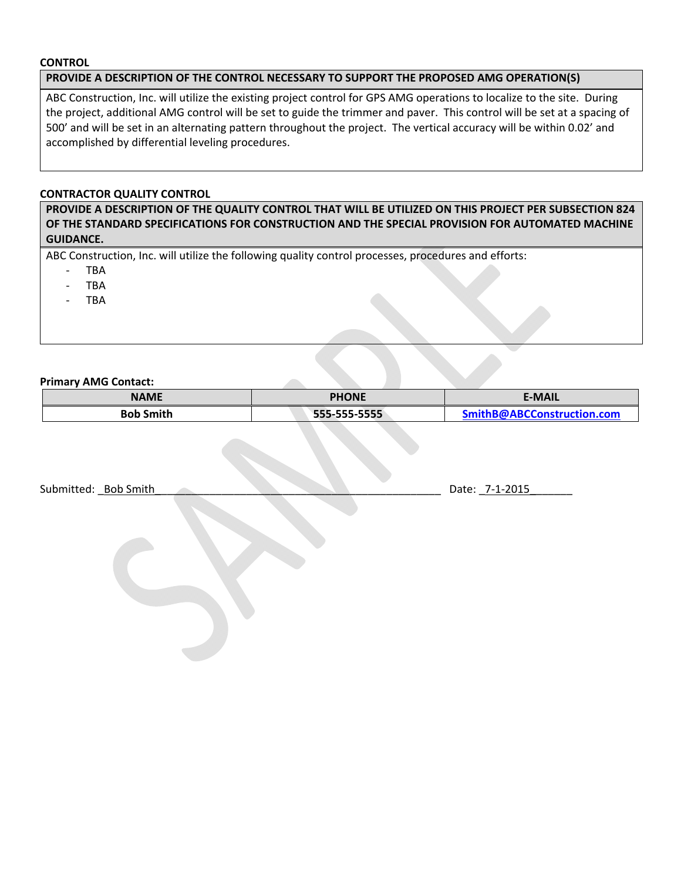## CONTROL

**PROVIDE A DESCRIPTION OF THE CONTROL NECESSARY TO SUPPORT THE PROPOSED AMG OPERATION(S)**

ABC Construction, Inc. will utilize the existing project control for GPS AMG operations to localize to the site. During the project, additional AMG control will be set to guide the trimmer and paver. This control will be set at a spacing of 500' and will be set in an alternating pattern throughout the project. The vertical accuracy will be within 0.02' and accomplished by differential leveling procedures.

## CONTRACTOR QUALITY CONTROL

**PROVIDE A DESCRIPTION OF THE QUALITY CONTROL THAT WILL BE UTILIZED ON THIS PROJECT PER SUBSECTION 824 OF THE STANDARD SPECIFICATIONS FOR CONSTRUCTION AND THE SPECIAL PROVISION FOR AUTOMATED MACHINE GUIDANCE.**

ABC Construction, Inc. will utilize the following quality control processes, procedures and efforts:

- TBA
- TBA
- TBA

**Primary AMG Contact:**

| NAME | PHONE | E-MAIL |
|---|---|---|
| **Bob Smith** | **555-555-5555** | **SmithB@ABCConstruction.com** |

Submitted: _Bob Smith_______________________________________________ Date: _7-1-2015_______